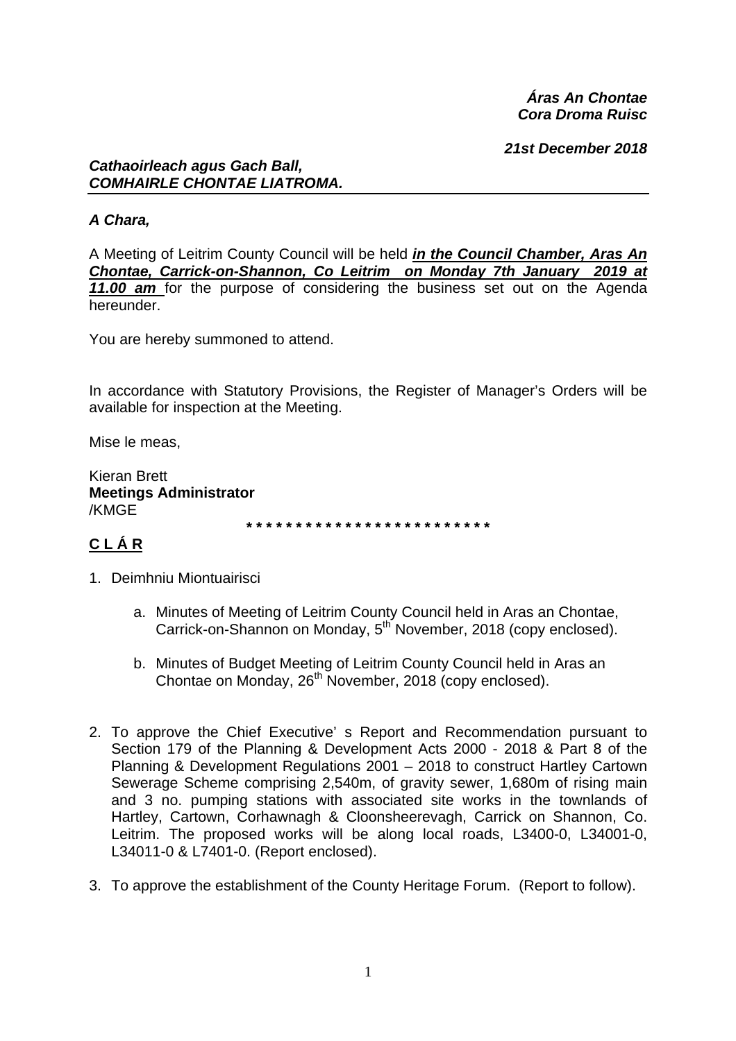***Áras An Chontae***
***Cora Droma Ruisc***

***21st December 2018***

***Cathaoirleach agus Gach Ball,***
***COMHAIRLE CHONTAE LIATROMA.***

---

***A Chara,***

A Meeting of Leitrim County Council will be held ***in the Council Chamber, Aras An Chontae, Carrick-on-Shannon, Co Leitrim on Monday 7th January 2019 at 11.00 am*** for the purpose of considering the business set out on the Agenda hereunder.

You are hereby summoned to attend.

In accordance with Statutory Provisions, the Register of Manager's Orders will be available for inspection at the Meeting.

Mise le meas,

Kieran Brett
**Meetings Administrator**
/KMGE

*************************

## C L Á R

1. Deimhniu Miontuairisci

   a. Minutes of Meeting of Leitrim County Council held in Aras an Chontae, Carrick-on-Shannon on Monday, 5th November, 2018 (copy enclosed).

   b. Minutes of Budget Meeting of Leitrim County Council held in Aras an Chontae on Monday, 26th November, 2018 (copy enclosed).

2. To approve the Chief Executive' s Report and Recommendation pursuant to Section 179 of the Planning & Development Acts 2000 - 2018 & Part 8 of the Planning & Development Regulations 2001 – 2018 to construct Hartley Cartown Sewerage Scheme comprising 2,540m, of gravity sewer, 1,680m of rising main and 3 no. pumping stations with associated site works in the townlands of Hartley, Cartown, Corhawnagh & Cloonsheerevagh, Carrick on Shannon, Co. Leitrim. The proposed works will be along local roads, L3400-0, L34001-0, L34011-0 & L7401-0. (Report enclosed).

3. To approve the establishment of the County Heritage Forum. (Report to follow).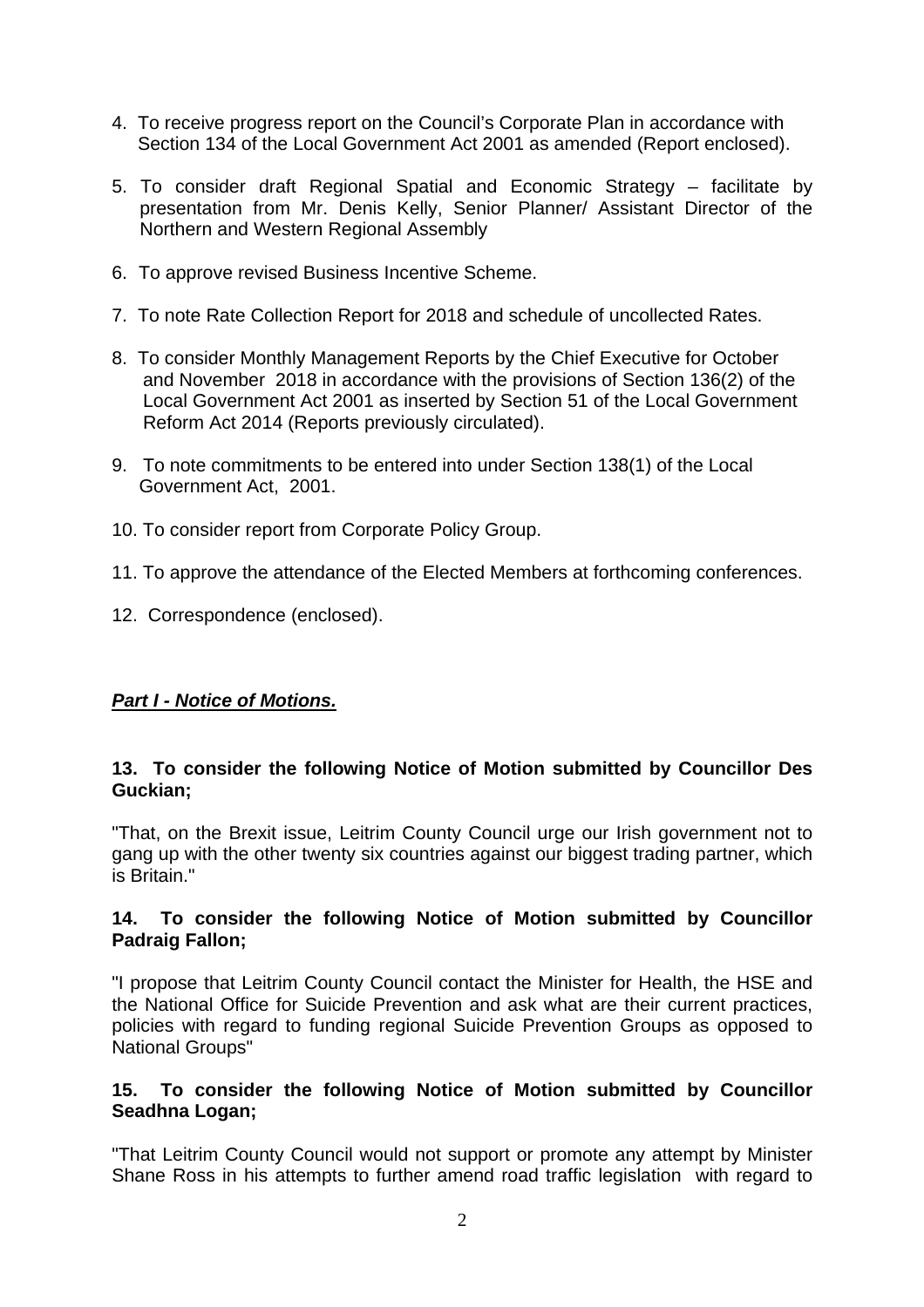4. To receive progress report on the Council's Corporate Plan in accordance with Section 134 of the Local Government Act 2001 as amended (Report enclosed).

5. To consider draft Regional Spatial and Economic Strategy – facilitate by presentation from Mr. Denis Kelly, Senior Planner/ Assistant Director of the Northern and Western Regional Assembly

6. To approve revised Business Incentive Scheme.

7. To note Rate Collection Report for 2018 and schedule of uncollected Rates.

8. To consider Monthly Management Reports by the Chief Executive for October and November 2018 in accordance with the provisions of Section 136(2) of the Local Government Act 2001 as inserted by Section 51 of the Local Government Reform Act 2014 (Reports previously circulated).

9. To note commitments to be entered into under Section 138(1) of the Local Government Act, 2001.

10. To consider report from Corporate Policy Group.

11. To approve the attendance of the Elected Members at forthcoming conferences.

12. Correspondence (enclosed).

***Part I - Notice of Motions.***

**13. To consider the following Notice of Motion submitted by Councillor Des Guckian;**

"That, on the Brexit issue, Leitrim County Council urge our Irish government not to gang up with the other twenty six countries against our biggest trading partner, which is Britain."

**14. To consider the following Notice of Motion submitted by Councillor Padraig Fallon;**

"I propose that Leitrim County Council contact the Minister for Health, the HSE and the National Office for Suicide Prevention and ask what are their current practices, policies with regard to funding regional Suicide Prevention Groups as opposed to National Groups"

**15. To consider the following Notice of Motion submitted by Councillor Seadhna Logan;**

"That Leitrim County Council would not support or promote any attempt by Minister Shane Ross in his attempts to further amend road traffic legislation with regard to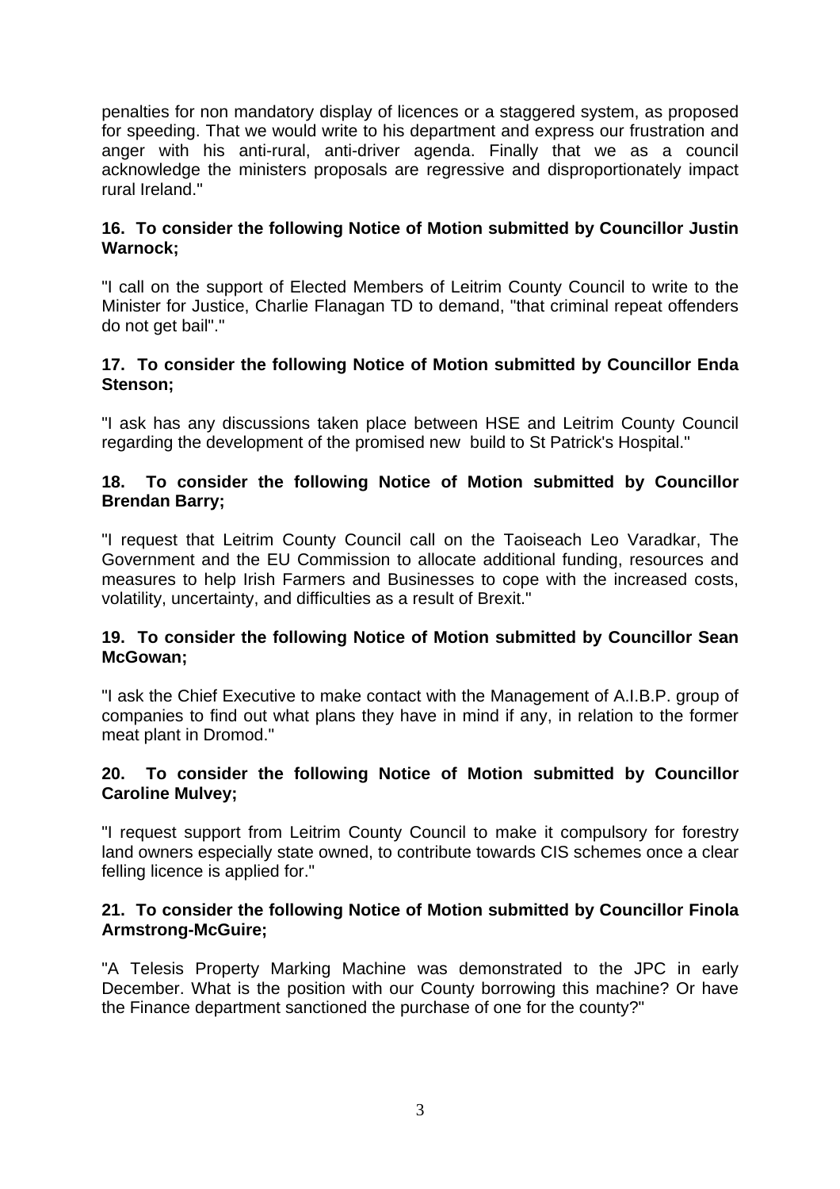penalties for non mandatory display of licences or a staggered system, as proposed for speeding. That we would write to his department and express our frustration and anger with his anti-rural, anti-driver agenda. Finally that we as a council acknowledge the ministers proposals are regressive and disproportionately impact rural Ireland."

**16. To consider the following Notice of Motion submitted by Councillor Justin Warnock;**

"I call on the support of Elected Members of Leitrim County Council to write to the Minister for Justice, Charlie Flanagan TD to demand, "that criminal repeat offenders do not get bail"."

**17. To consider the following Notice of Motion submitted by Councillor Enda Stenson;**

"I ask has any discussions taken place between HSE and Leitrim County Council regarding the development of the promised new build to St Patrick's Hospital."

**18. To consider the following Notice of Motion submitted by Councillor Brendan Barry;**

"I request that Leitrim County Council call on the Taoiseach Leo Varadkar, The Government and the EU Commission to allocate additional funding, resources and measures to help Irish Farmers and Businesses to cope with the increased costs, volatility, uncertainty, and difficulties as a result of Brexit."

**19. To consider the following Notice of Motion submitted by Councillor Sean McGowan;**

"I ask the Chief Executive to make contact with the Management of A.I.B.P. group of companies to find out what plans they have in mind if any, in relation to the former meat plant in Dromod."

**20. To consider the following Notice of Motion submitted by Councillor Caroline Mulvey;**

"I request support from Leitrim County Council to make it compulsory for forestry land owners especially state owned, to contribute towards CIS schemes once a clear felling licence is applied for."

**21. To consider the following Notice of Motion submitted by Councillor Finola Armstrong-McGuire;**

"A Telesis Property Marking Machine was demonstrated to the JPC in early December. What is the position with our County borrowing this machine? Or have the Finance department sanctioned the purchase of one for the county?"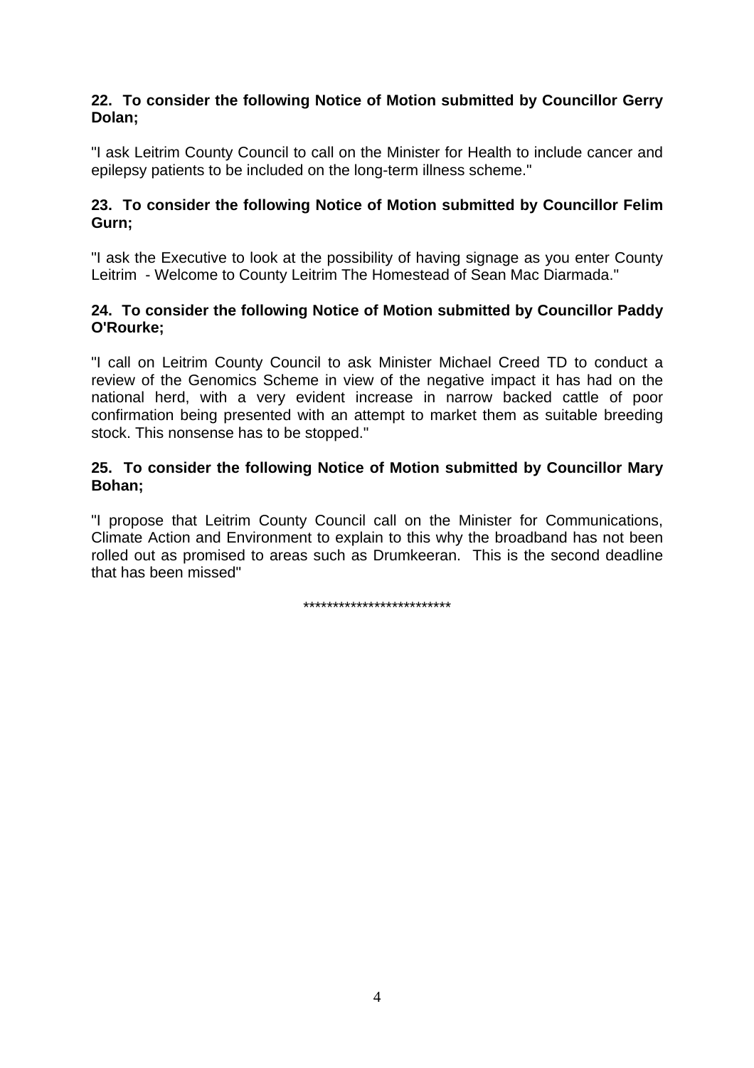**22. To consider the following Notice of Motion submitted by Councillor Gerry Dolan;**

"I ask Leitrim County Council to call on the Minister for Health to include cancer and epilepsy patients to be included on the long-term illness scheme."

**23. To consider the following Notice of Motion submitted by Councillor Felim Gurn;**

"I ask the Executive to look at the possibility of having signage as you enter County Leitrim - Welcome to County Leitrim The Homestead of Sean Mac Diarmada."

**24. To consider the following Notice of Motion submitted by Councillor Paddy O'Rourke;**

"I call on Leitrim County Council to ask Minister Michael Creed TD to conduct a review of the Genomics Scheme in view of the negative impact it has had on the national herd, with a very evident increase in narrow backed cattle of poor confirmation being presented with an attempt to market them as suitable breeding stock. This nonsense has to be stopped."

**25. To consider the following Notice of Motion submitted by Councillor Mary Bohan;**

"I propose that Leitrim County Council call on the Minister for Communications, Climate Action and Environment to explain to this why the broadband has not been rolled out as promised to areas such as Drumkeeran. This is the second deadline that has been missed"

*************************